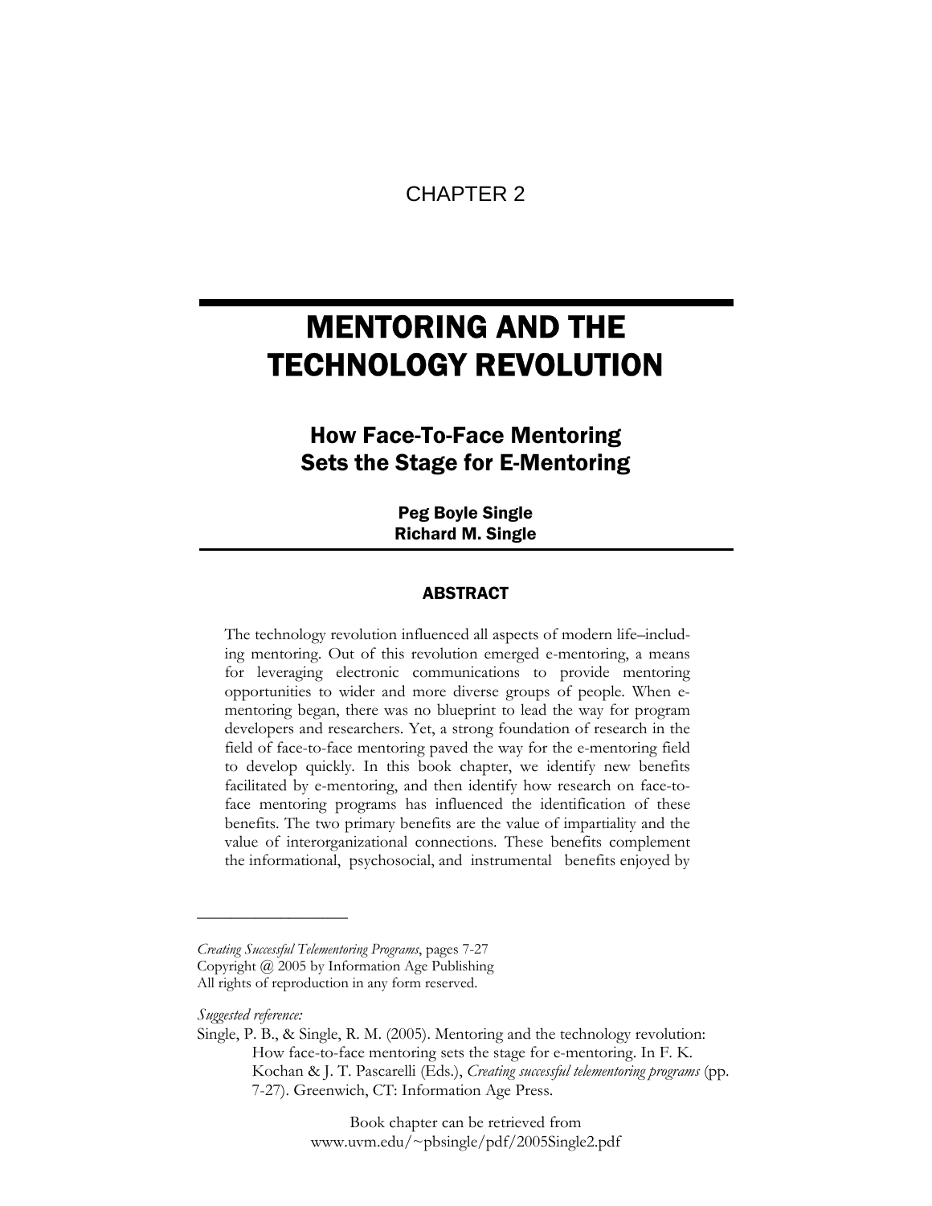CHAPTER 2

# MENTORING AND THE TECHNOLOGY REVOLUTION

## How Face-To-Face Mentoring Sets the Stage for E-Mentoring

**Peg Boyle Single**
**Richard M. Single**

### ABSTRACT

The technology revolution influenced all aspects of modern life–including mentoring. Out of this revolution emerged e-mentoring, a means for leveraging electronic communications to provide mentoring opportunities to wider and more diverse groups of people. When e-mentoring began, there was no blueprint to lead the way for program developers and researchers. Yet, a strong foundation of research in the field of face-to-face mentoring paved the way for the e-mentoring field to develop quickly. In this book chapter, we identify new benefits facilitated by e-mentoring, and then identify how research on face-to-face mentoring programs has influenced the identification of these benefits. The two primary benefits are the value of impartiality and the value of interorganizational connections. These benefits complement the informational, psychosocial, and instrumental benefits enjoyed by

---

*Creating Successful Telementoring Programs*, pages 7-27
Copyright @ 2005 by Information Age Publishing
All rights of reproduction in any form reserved.

*Suggested reference:*
Single, P. B., & Single, R. M. (2005). Mentoring and the technology revolution: How face-to-face mentoring sets the stage for e-mentoring. In F. K. Kochan & J. T. Pascarelli (Eds.), *Creating successful telementoring programs* (pp. 7-27). Greenwich, CT: Information Age Press.

Book chapter can be retrieved from
www.uvm.edu/~pbsingle/pdf/2005Single2.pdf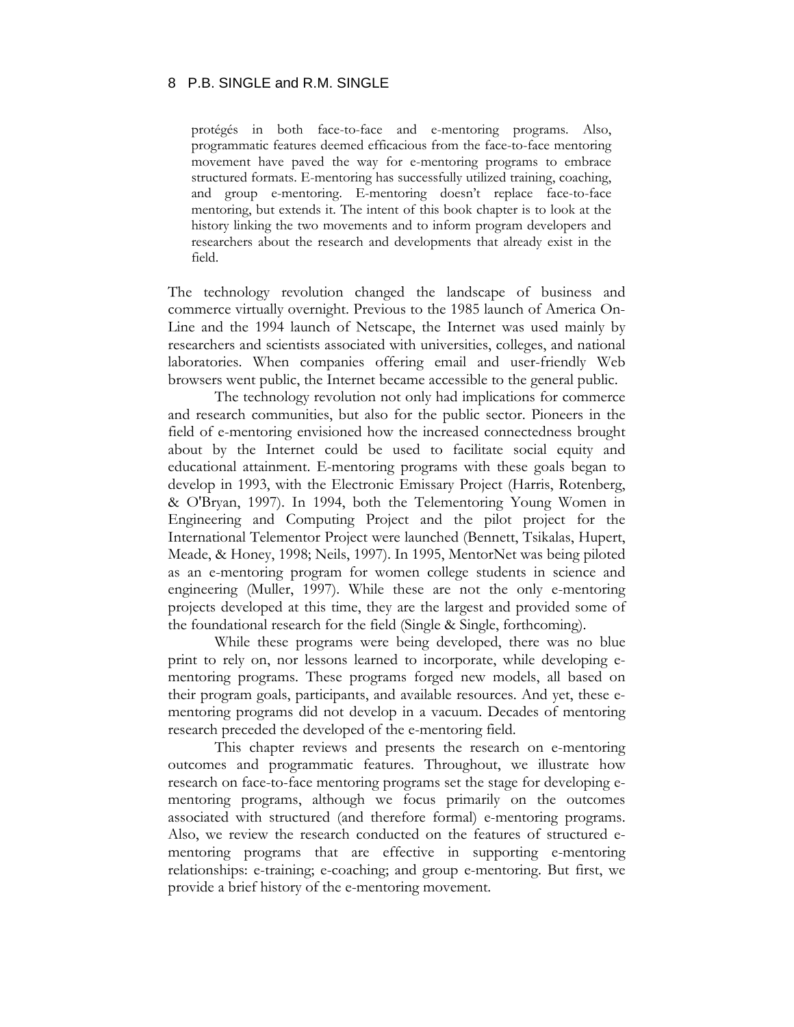protégés in both face-to-face and e-mentoring programs. Also, programmatic features deemed efficacious from the face-to-face mentoring movement have paved the way for e-mentoring programs to embrace structured formats. E-mentoring has successfully utilized training, coaching, and group e-mentoring. E-mentoring doesn't replace face-to-face mentoring, but extends it. The intent of this book chapter is to look at the history linking the two movements and to inform program developers and researchers about the research and developments that already exist in the field.

The technology revolution changed the landscape of business and commerce virtually overnight. Previous to the 1985 launch of America On-Line and the 1994 launch of Netscape, the Internet was used mainly by researchers and scientists associated with universities, colleges, and national laboratories. When companies offering email and user-friendly Web browsers went public, the Internet became accessible to the general public.

The technology revolution not only had implications for commerce and research communities, but also for the public sector. Pioneers in the field of e-mentoring envisioned how the increased connectedness brought about by the Internet could be used to facilitate social equity and educational attainment. E-mentoring programs with these goals began to develop in 1993, with the Electronic Emissary Project (Harris, Rotenberg, & O'Bryan, 1997). In 1994, both the Telementoring Young Women in Engineering and Computing Project and the pilot project for the International Telementor Project were launched (Bennett, Tsikalas, Hupert, Meade, & Honey, 1998; Neils, 1997). In 1995, MentorNet was being piloted as an e-mentoring program for women college students in science and engineering (Muller, 1997). While these are not the only e-mentoring projects developed at this time, they are the largest and provided some of the foundational research for the field (Single & Single, forthcoming).

While these programs were being developed, there was no blue print to rely on, nor lessons learned to incorporate, while developing e-mentoring programs. These programs forged new models, all based on their program goals, participants, and available resources. And yet, these e-mentoring programs did not develop in a vacuum. Decades of mentoring research preceded the developed of the e-mentoring field.

This chapter reviews and presents the research on e-mentoring outcomes and programmatic features. Throughout, we illustrate how research on face-to-face mentoring programs set the stage for developing e-mentoring programs, although we focus primarily on the outcomes associated with structured (and therefore formal) e-mentoring programs. Also, we review the research conducted on the features of structured e-mentoring programs that are effective in supporting e-mentoring relationships: e-training; e-coaching; and group e-mentoring. But first, we provide a brief history of the e-mentoring movement.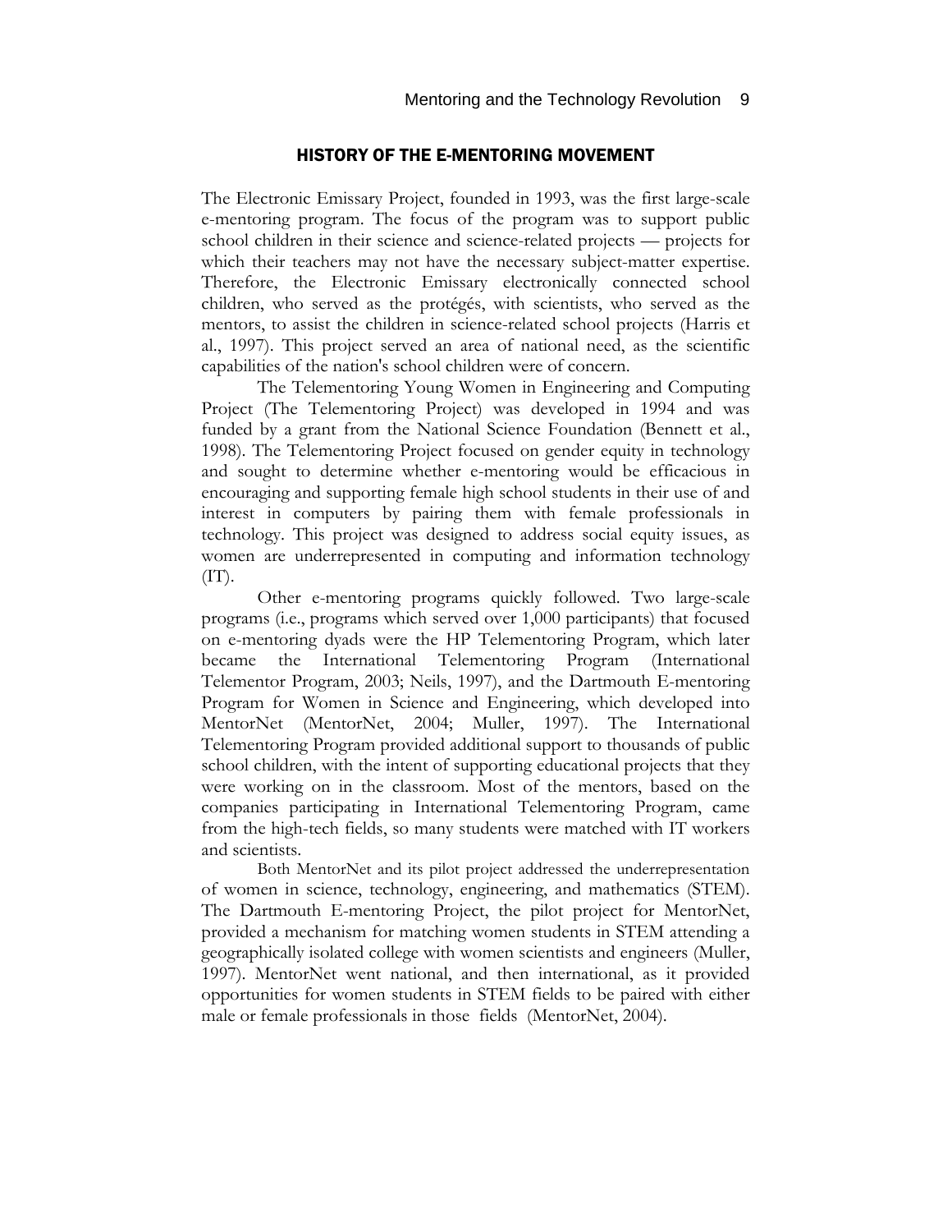## HISTORY OF THE E-MENTORING MOVEMENT

The Electronic Emissary Project, founded in 1993, was the first large-scale e-mentoring program. The focus of the program was to support public school children in their science and science-related projects — projects for which their teachers may not have the necessary subject-matter expertise. Therefore, the Electronic Emissary electronically connected school children, who served as the protégés, with scientists, who served as the mentors, to assist the children in science-related school projects (Harris et al., 1997). This project served an area of national need, as the scientific capabilities of the nation's school children were of concern.

The Telementoring Young Women in Engineering and Computing Project (The Telementoring Project) was developed in 1994 and was funded by a grant from the National Science Foundation (Bennett et al., 1998). The Telementoring Project focused on gender equity in technology and sought to determine whether e-mentoring would be efficacious in encouraging and supporting female high school students in their use of and interest in computers by pairing them with female professionals in technology. This project was designed to address social equity issues, as women are underrepresented in computing and information technology (IT).

Other e-mentoring programs quickly followed. Two large-scale programs (i.e., programs which served over 1,000 participants) that focused on e-mentoring dyads were the HP Telementoring Program, which later became the International Telementoring Program (International Telementor Program, 2003; Neils, 1997), and the Dartmouth E-mentoring Program for Women in Science and Engineering, which developed into MentorNet (MentorNet, 2004; Muller, 1997). The International Telementoring Program provided additional support to thousands of public school children, with the intent of supporting educational projects that they were working on in the classroom. Most of the mentors, based on the companies participating in International Telementoring Program, came from the high-tech fields, so many students were matched with IT workers and scientists.

Both MentorNet and its pilot project addressed the underrepresentation of women in science, technology, engineering, and mathematics (STEM). The Dartmouth E-mentoring Project, the pilot project for MentorNet, provided a mechanism for matching women students in STEM attending a geographically isolated college with women scientists and engineers (Muller, 1997). MentorNet went national, and then international, as it provided opportunities for women students in STEM fields to be paired with either male or female professionals in those fields (MentorNet, 2004).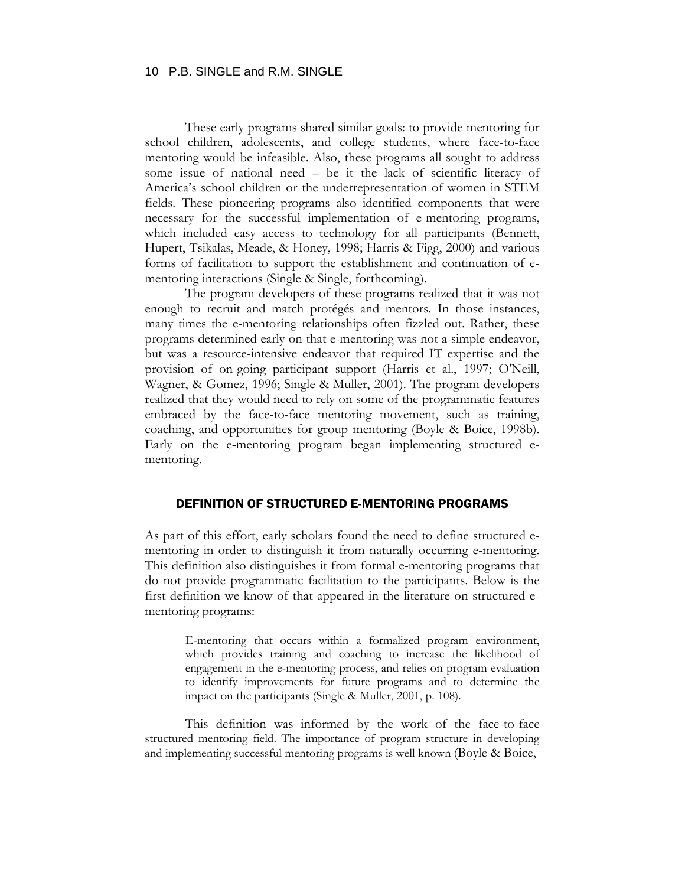These early programs shared similar goals: to provide mentoring for school children, adolescents, and college students, where face-to-face mentoring would be infeasible. Also, these programs all sought to address some issue of national need – be it the lack of scientific literacy of America's school children or the underrepresentation of women in STEM fields. These pioneering programs also identified components that were necessary for the successful implementation of e-mentoring programs, which included easy access to technology for all participants (Bennett, Hupert, Tsikalas, Meade, & Honey, 1998; Harris & Figg, 2000) and various forms of facilitation to support the establishment and continuation of e-mentoring interactions (Single & Single, forthcoming).

The program developers of these programs realized that it was not enough to recruit and match protégés and mentors. In those instances, many times the e-mentoring relationships often fizzled out. Rather, these programs determined early on that e-mentoring was not a simple endeavor, but was a resource-intensive endeavor that required IT expertise and the provision of on-going participant support (Harris et al., 1997; O'Neill, Wagner, & Gomez, 1996; Single & Muller, 2001). The program developers realized that they would need to rely on some of the programmatic features embraced by the face-to-face mentoring movement, such as training, coaching, and opportunities for group mentoring (Boyle & Boice, 1998b). Early on the e-mentoring program began implementing structured e-mentoring.

## DEFINITION OF STRUCTURED E-MENTORING PROGRAMS

As part of this effort, early scholars found the need to define structured e-mentoring in order to distinguish it from naturally occurring e-mentoring. This definition also distinguishes it from formal e-mentoring programs that do not provide programmatic facilitation to the participants. Below is the first definition we know of that appeared in the literature on structured e-mentoring programs:

> E-mentoring that occurs within a formalized program environment, which provides training and coaching to increase the likelihood of engagement in the e-mentoring process, and relies on program evaluation to identify improvements for future programs and to determine the impact on the participants (Single & Muller, 2001, p. 108).

This definition was informed by the work of the face-to-face structured mentoring field. The importance of program structure in developing and implementing successful mentoring programs is well known (Boyle & Boice,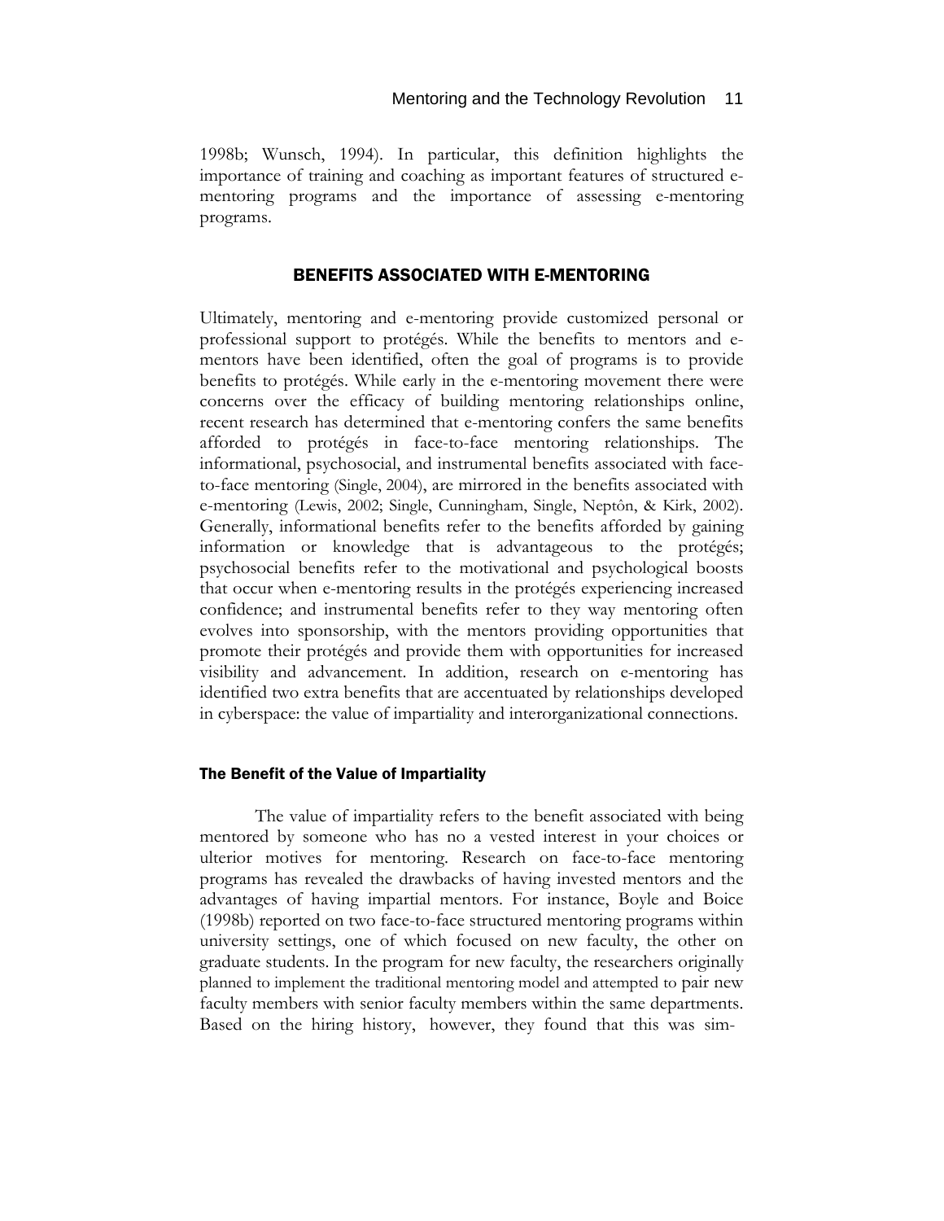1998b; Wunsch, 1994). In particular, this definition highlights the importance of training and coaching as important features of structured e-mentoring programs and the importance of assessing e-mentoring programs.

## BENEFITS ASSOCIATED WITH E-MENTORING

Ultimately, mentoring and e-mentoring provide customized personal or professional support to protégés. While the benefits to mentors and e-mentors have been identified, often the goal of programs is to provide benefits to protégés. While early in the e-mentoring movement there were concerns over the efficacy of building mentoring relationships online, recent research has determined that e-mentoring confers the same benefits afforded to protégés in face-to-face mentoring relationships. The informational, psychosocial, and instrumental benefits associated with face-to-face mentoring (Single, 2004), are mirrored in the benefits associated with e-mentoring (Lewis, 2002; Single, Cunningham, Single, Neptôn, & Kirk, 2002). Generally, informational benefits refer to the benefits afforded by gaining information or knowledge that is advantageous to the protégés; psychosocial benefits refer to the motivational and psychological boosts that occur when e-mentoring results in the protégés experiencing increased confidence; and instrumental benefits refer to they way mentoring often evolves into sponsorship, with the mentors providing opportunities that promote their protégés and provide them with opportunities for increased visibility and advancement. In addition, research on e-mentoring has identified two extra benefits that are accentuated by relationships developed in cyberspace: the value of impartiality and interorganizational connections.

### The Benefit of the Value of Impartiality

The value of impartiality refers to the benefit associated with being mentored by someone who has no a vested interest in your choices or ulterior motives for mentoring. Research on face-to-face mentoring programs has revealed the drawbacks of having invested mentors and the advantages of having impartial mentors. For instance, Boyle and Boice (1998b) reported on two face-to-face structured mentoring programs within university settings, one of which focused on new faculty, the other on graduate students. In the program for new faculty, the researchers originally planned to implement the traditional mentoring model and attempted to pair new faculty members with senior faculty members within the same departments. Based on the hiring history, however, they found that this was sim-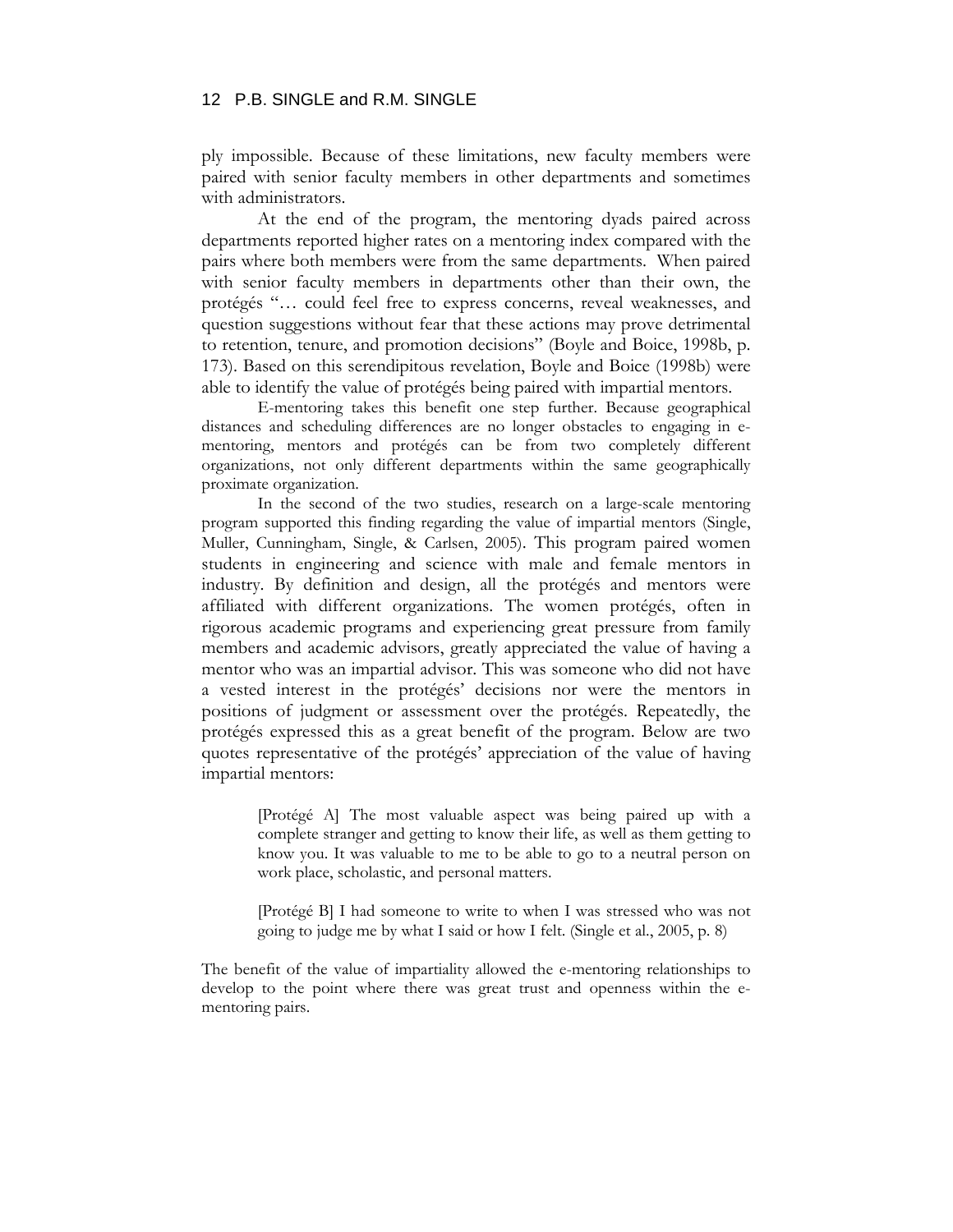ply impossible. Because of these limitations, new faculty members were paired with senior faculty members in other departments and sometimes with administrators.

At the end of the program, the mentoring dyads paired across departments reported higher rates on a mentoring index compared with the pairs where both members were from the same departments. When paired with senior faculty members in departments other than their own, the protégés "… could feel free to express concerns, reveal weaknesses, and question suggestions without fear that these actions may prove detrimental to retention, tenure, and promotion decisions" (Boyle and Boice, 1998b, p. 173). Based on this serendipitous revelation, Boyle and Boice (1998b) were able to identify the value of protégés being paired with impartial mentors.

E-mentoring takes this benefit one step further. Because geographical distances and scheduling differences are no longer obstacles to engaging in e-mentoring, mentors and protégés can be from two completely different organizations, not only different departments within the same geographically proximate organization.

In the second of the two studies, research on a large-scale mentoring program supported this finding regarding the value of impartial mentors (Single, Muller, Cunningham, Single, & Carlsen, 2005). This program paired women students in engineering and science with male and female mentors in industry. By definition and design, all the protégés and mentors were affiliated with different organizations. The women protégés, often in rigorous academic programs and experiencing great pressure from family members and academic advisors, greatly appreciated the value of having a mentor who was an impartial advisor. This was someone who did not have a vested interest in the protégés' decisions nor were the mentors in positions of judgment or assessment over the protégés. Repeatedly, the protégés expressed this as a great benefit of the program. Below are two quotes representative of the protégés' appreciation of the value of having impartial mentors:

> [Protégé A] The most valuable aspect was being paired up with a complete stranger and getting to know their life, as well as them getting to know you. It was valuable to me to be able to go to a neutral person on work place, scholastic, and personal matters.
>
> [Protégé B] I had someone to write to when I was stressed who was not going to judge me by what I said or how I felt. (Single et al., 2005, p. 8)

The benefit of the value of impartiality allowed the e-mentoring relationships to develop to the point where there was great trust and openness within the e-mentoring pairs.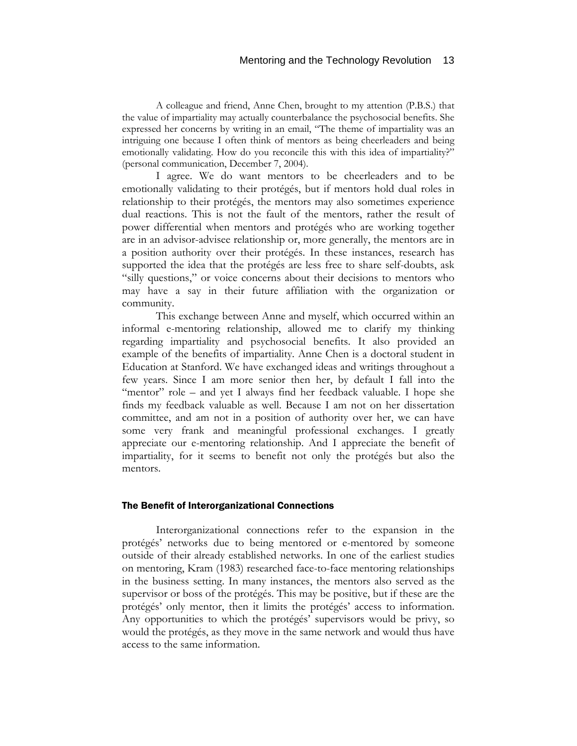A colleague and friend, Anne Chen, brought to my attention (P.B.S.) that the value of impartiality may actually counterbalance the psychosocial benefits. She expressed her concerns by writing in an email, "The theme of impartiality was an intriguing one because I often think of mentors as being cheerleaders and being emotionally validating. How do you reconcile this with this idea of impartiality?" (personal communication, December 7, 2004).

I agree. We do want mentors to be cheerleaders and to be emotionally validating to their protégés, but if mentors hold dual roles in relationship to their protégés, the mentors may also sometimes experience dual reactions. This is not the fault of the mentors, rather the result of power differential when mentors and protégés who are working together are in an advisor-advisee relationship or, more generally, the mentors are in a position authority over their protégés. In these instances, research has supported the idea that the protégés are less free to share self-doubts, ask "silly questions," or voice concerns about their decisions to mentors who may have a say in their future affiliation with the organization or community.

This exchange between Anne and myself, which occurred within an informal e-mentoring relationship, allowed me to clarify my thinking regarding impartiality and psychosocial benefits. It also provided an example of the benefits of impartiality. Anne Chen is a doctoral student in Education at Stanford. We have exchanged ideas and writings throughout a few years. Since I am more senior then her, by default I fall into the "mentor" role – and yet I always find her feedback valuable. I hope she finds my feedback valuable as well. Because I am not on her dissertation committee, and am not in a position of authority over her, we can have some very frank and meaningful professional exchanges. I greatly appreciate our e-mentoring relationship. And I appreciate the benefit of impartiality, for it seems to benefit not only the protégés but also the mentors.

### The Benefit of Interorganizational Connections

Interorganizational connections refer to the expansion in the protégés' networks due to being mentored or e-mentored by someone outside of their already established networks. In one of the earliest studies on mentoring, Kram (1983) researched face-to-face mentoring relationships in the business setting. In many instances, the mentors also served as the supervisor or boss of the protégés. This may be positive, but if these are the protégés' only mentor, then it limits the protégés' access to information. Any opportunities to which the protégés' supervisors would be privy, so would the protégés, as they move in the same network and would thus have access to the same information.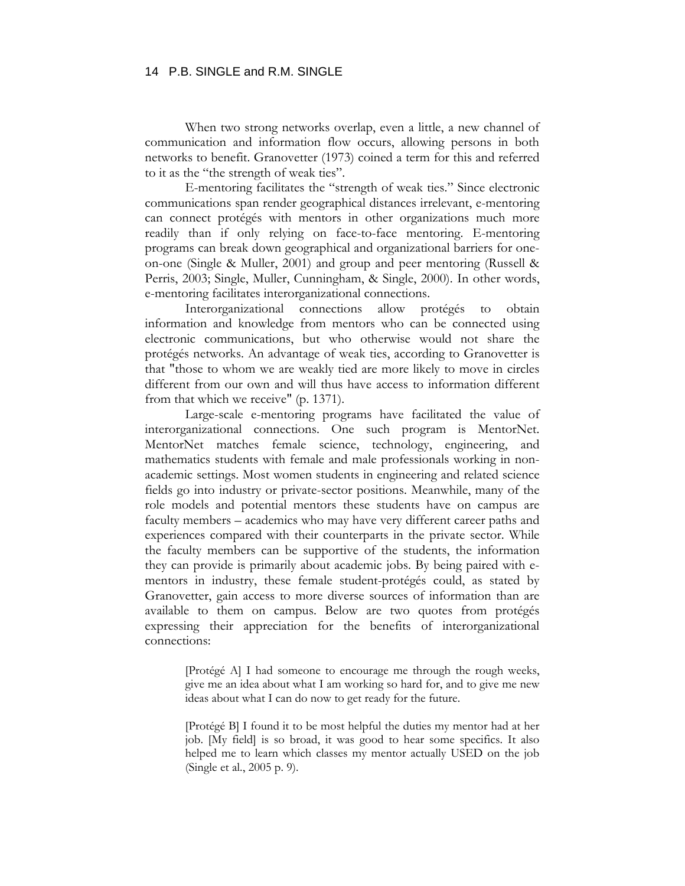When two strong networks overlap, even a little, a new channel of communication and information flow occurs, allowing persons in both networks to benefit. Granovetter (1973) coined a term for this and referred to it as the "the strength of weak ties".

E-mentoring facilitates the "strength of weak ties." Since electronic communications span render geographical distances irrelevant, e-mentoring can connect protégés with mentors in other organizations much more readily than if only relying on face-to-face mentoring. E-mentoring programs can break down geographical and organizational barriers for one-on-one (Single & Muller, 2001) and group and peer mentoring (Russell & Perris, 2003; Single, Muller, Cunningham, & Single, 2000). In other words, e-mentoring facilitates interorganizational connections.

Interorganizational connections allow protégés to obtain information and knowledge from mentors who can be connected using electronic communications, but who otherwise would not share the protégés networks. An advantage of weak ties, according to Granovetter is that "those to whom we are weakly tied are more likely to move in circles different from our own and will thus have access to information different from that which we receive" (p. 1371).

Large-scale e-mentoring programs have facilitated the value of interorganizational connections. One such program is MentorNet. MentorNet matches female science, technology, engineering, and mathematics students with female and male professionals working in non-academic settings. Most women students in engineering and related science fields go into industry or private-sector positions. Meanwhile, many of the role models and potential mentors these students have on campus are faculty members – academics who may have very different career paths and experiences compared with their counterparts in the private sector. While the faculty members can be supportive of the students, the information they can provide is primarily about academic jobs. By being paired with e-mentors in industry, these female student-protégés could, as stated by Granovetter, gain access to more diverse sources of information than are available to them on campus. Below are two quotes from protégés expressing their appreciation for the benefits of interorganizational connections:

> [Protégé A] I had someone to encourage me through the rough weeks, give me an idea about what I am working so hard for, and to give me new ideas about what I can do now to get ready for the future.
>
> [Protégé B] I found it to be most helpful the duties my mentor had at her job. [My field] is so broad, it was good to hear some specifics. It also helped me to learn which classes my mentor actually USED on the job (Single et al., 2005 p. 9).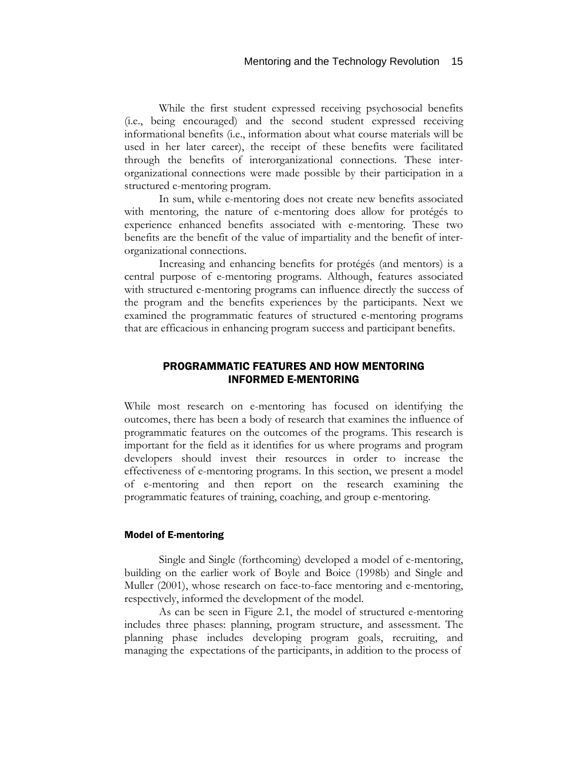While the first student expressed receiving psychosocial benefits (i.e., being encouraged) and the second student expressed receiving informational benefits (i.e., information about what course materials will be used in her later career), the receipt of these benefits were facilitated through the benefits of interorganizational connections. These inter-organizational connections were made possible by their participation in a structured e-mentoring program.

In sum, while e-mentoring does not create new benefits associated with mentoring, the nature of e-mentoring does allow for protégés to experience enhanced benefits associated with e-mentoring. These two benefits are the benefit of the value of impartiality and the benefit of inter-organizational connections.

Increasing and enhancing benefits for protégés (and mentors) is a central purpose of e-mentoring programs. Although, features associated with structured e-mentoring programs can influence directly the success of the program and the benefits experiences by the participants. Next we examined the programmatic features of structured e-mentoring programs that are efficacious in enhancing program success and participant benefits.

## PROGRAMMATIC FEATURES AND HOW MENTORING INFORMED E-MENTORING

While most research on e-mentoring has focused on identifying the outcomes, there has been a body of research that examines the influence of programmatic features on the outcomes of the programs. This research is important for the field as it identifies for us where programs and program developers should invest their resources in order to increase the effectiveness of e-mentoring programs. In this section, we present a model of e-mentoring and then report on the research examining the programmatic features of training, coaching, and group e-mentoring.

### Model of E-mentoring

Single and Single (forthcoming) developed a model of e-mentoring, building on the earlier work of Boyle and Boice (1998b) and Single and Muller (2001), whose research on face-to-face mentoring and e-mentoring, respectively, informed the development of the model.

As can be seen in Figure 2.1, the model of structured e-mentoring includes three phases: planning, program structure, and assessment. The planning phase includes developing program goals, recruiting, and managing the expectations of the participants, in addition to the process of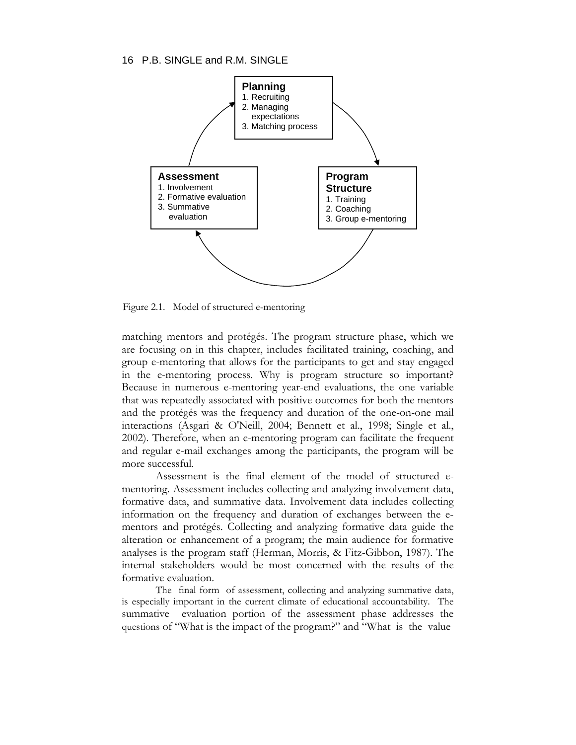**Planning**
1. Recruiting
2. Managing expectations
3. Matching process

**Program Structure**
1. Training
2. Coaching
3. Group e-mentoring

**Assessment**
1. Involvement
2. Formative evaluation
3. Summative evaluation

Figure 2.1. Model of structured e-mentoring

matching mentors and protégés. The program structure phase, which we are focusing on in this chapter, includes facilitated training, coaching, and group e-mentoring that allows for the participants to get and stay engaged in the e-mentoring process. Why is program structure so important? Because in numerous e-mentoring year-end evaluations, the one variable that was repeatedly associated with positive outcomes for both the mentors and the protégés was the frequency and duration of the one-on-one mail interactions (Asgari & O'Neill, 2004; Bennett et al., 1998; Single et al., 2002). Therefore, when an e-mentoring program can facilitate the frequent and regular e-mail exchanges among the participants, the program will be more successful.

Assessment is the final element of the model of structured e-mentoring. Assessment includes collecting and analyzing involvement data, formative data, and summative data. Involvement data includes collecting information on the frequency and duration of exchanges between the e-mentors and protégés. Collecting and analyzing formative data guide the alteration or enhancement of a program; the main audience for formative analyses is the program staff (Herman, Morris, & Fitz-Gibbon, 1987). The internal stakeholders would be most concerned with the results of the formative evaluation.

The final form of assessment, collecting and analyzing summative data, is especially important in the current climate of educational accountability. The summative evaluation portion of the assessment phase addresses the questions of "What is the impact of the program?" and "What is the value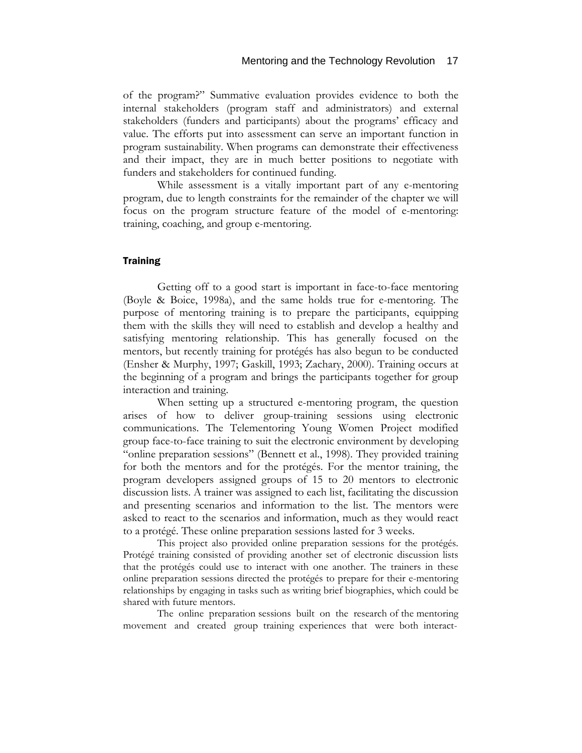of the program?" Summative evaluation provides evidence to both the internal stakeholders (program staff and administrators) and external stakeholders (funders and participants) about the programs' efficacy and value. The efforts put into assessment can serve an important function in program sustainability. When programs can demonstrate their effectiveness and their impact, they are in much better positions to negotiate with funders and stakeholders for continued funding.

While assessment is a vitally important part of any e-mentoring program, due to length constraints for the remainder of the chapter we will focus on the program structure feature of the model of e-mentoring: training, coaching, and group e-mentoring.

## Training

Getting off to a good start is important in face-to-face mentoring (Boyle & Boice, 1998a), and the same holds true for e-mentoring. The purpose of mentoring training is to prepare the participants, equipping them with the skills they will need to establish and develop a healthy and satisfying mentoring relationship. This has generally focused on the mentors, but recently training for protégés has also begun to be conducted (Ensher & Murphy, 1997; Gaskill, 1993; Zachary, 2000). Training occurs at the beginning of a program and brings the participants together for group interaction and training.

When setting up a structured e-mentoring program, the question arises of how to deliver group-training sessions using electronic communications. The Telementoring Young Women Project modified group face-to-face training to suit the electronic environment by developing "online preparation sessions" (Bennett et al., 1998). They provided training for both the mentors and for the protégés. For the mentor training, the program developers assigned groups of 15 to 20 mentors to electronic discussion lists. A trainer was assigned to each list, facilitating the discussion and presenting scenarios and information to the list. The mentors were asked to react to the scenarios and information, much as they would react to a protégé. These online preparation sessions lasted for 3 weeks.

This project also provided online preparation sessions for the protégés. Protégé training consisted of providing another set of electronic discussion lists that the protégés could use to interact with one another. The trainers in these online preparation sessions directed the protégés to prepare for their e-mentoring relationships by engaging in tasks such as writing brief biographies, which could be shared with future mentors.

The online preparation sessions built on the research of the mentoring movement and created group training experiences that were both interact-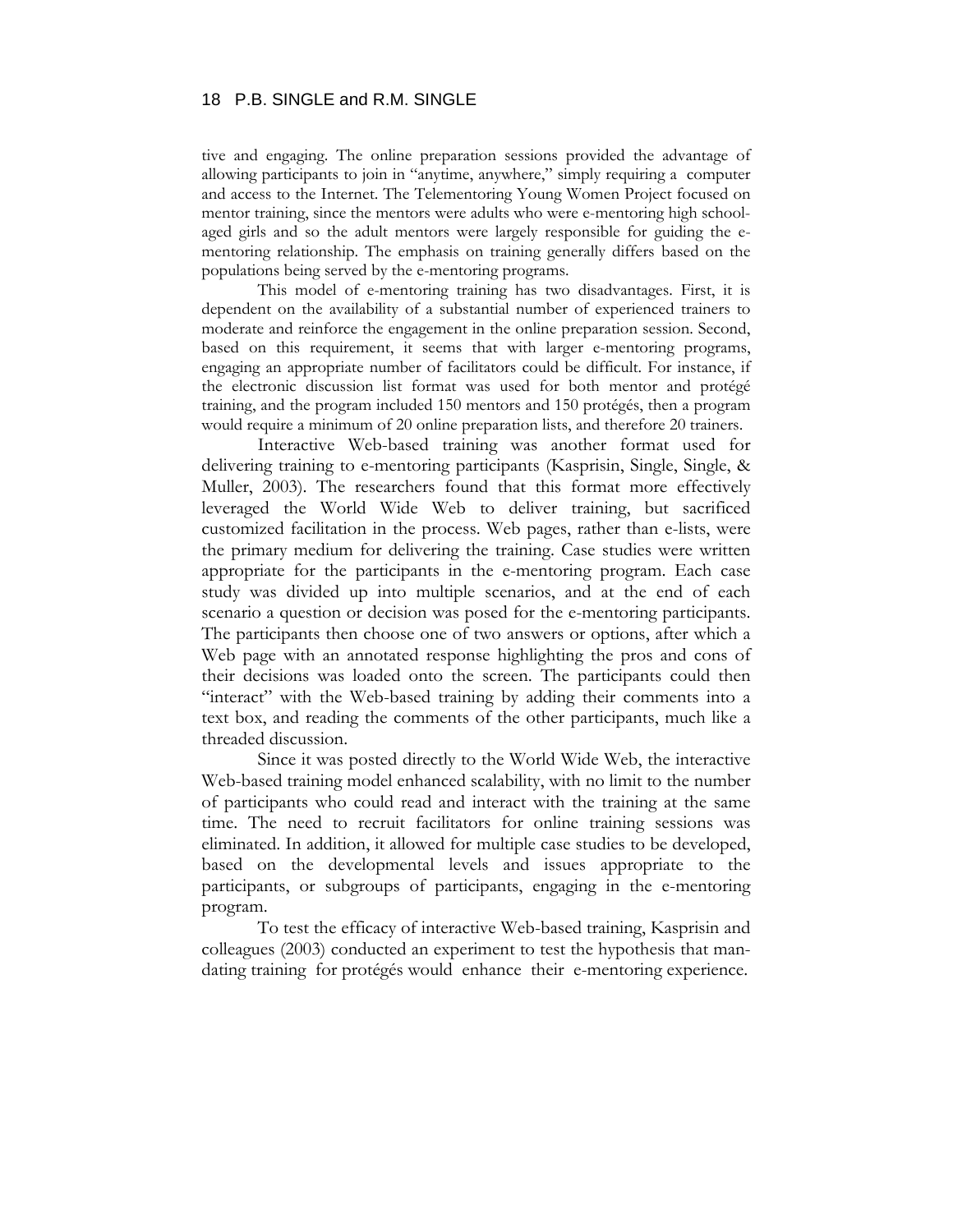tive and engaging. The online preparation sessions provided the advantage of allowing participants to join in "anytime, anywhere," simply requiring a computer and access to the Internet. The Telementoring Young Women Project focused on mentor training, since the mentors were adults who were e-mentoring high school-aged girls and so the adult mentors were largely responsible for guiding the e-mentoring relationship. The emphasis on training generally differs based on the populations being served by the e-mentoring programs.

This model of e-mentoring training has two disadvantages. First, it is dependent on the availability of a substantial number of experienced trainers to moderate and reinforce the engagement in the online preparation session. Second, based on this requirement, it seems that with larger e-mentoring programs, engaging an appropriate number of facilitators could be difficult. For instance, if the electronic discussion list format was used for both mentor and protégé training, and the program included 150 mentors and 150 protégés, then a program would require a minimum of 20 online preparation lists, and therefore 20 trainers.

Interactive Web-based training was another format used for delivering training to e-mentoring participants (Kasprisin, Single, Single, & Muller, 2003). The researchers found that this format more effectively leveraged the World Wide Web to deliver training, but sacrificed customized facilitation in the process. Web pages, rather than e-lists, were the primary medium for delivering the training. Case studies were written appropriate for the participants in the e-mentoring program. Each case study was divided up into multiple scenarios, and at the end of each scenario a question or decision was posed for the e-mentoring participants. The participants then choose one of two answers or options, after which a Web page with an annotated response highlighting the pros and cons of their decisions was loaded onto the screen. The participants could then "interact" with the Web-based training by adding their comments into a text box, and reading the comments of the other participants, much like a threaded discussion.

Since it was posted directly to the World Wide Web, the interactive Web-based training model enhanced scalability, with no limit to the number of participants who could read and interact with the training at the same time. The need to recruit facilitators for online training sessions was eliminated. In addition, it allowed for multiple case studies to be developed, based on the developmental levels and issues appropriate to the participants, or subgroups of participants, engaging in the e-mentoring program.

To test the efficacy of interactive Web-based training, Kasprisin and colleagues (2003) conducted an experiment to test the hypothesis that mandating training for protégés would enhance their e-mentoring experience.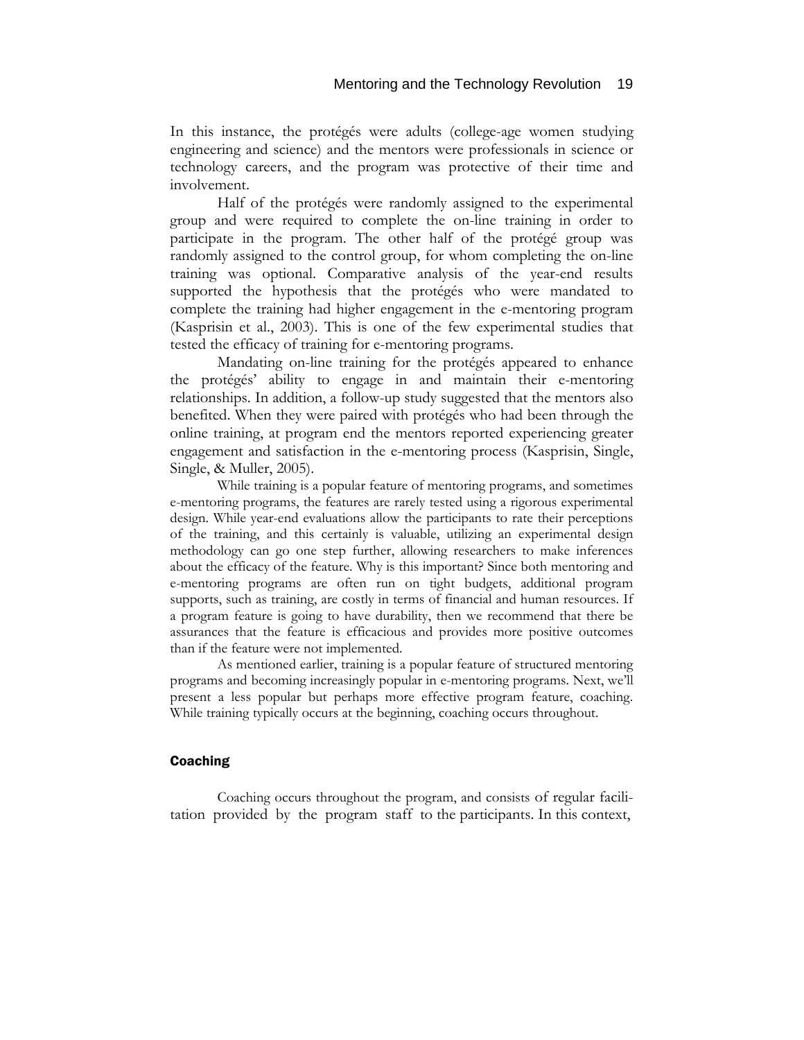In this instance, the protégés were adults (college-age women studying engineering and science) and the mentors were professionals in science or technology careers, and the program was protective of their time and involvement.

Half of the protégés were randomly assigned to the experimental group and were required to complete the on-line training in order to participate in the program. The other half of the protégé group was randomly assigned to the control group, for whom completing the on-line training was optional. Comparative analysis of the year-end results supported the hypothesis that the protégés who were mandated to complete the training had higher engagement in the e-mentoring program (Kasprisin et al., 2003). This is one of the few experimental studies that tested the efficacy of training for e-mentoring programs.

Mandating on-line training for the protégés appeared to enhance the protégés' ability to engage in and maintain their e-mentoring relationships. In addition, a follow-up study suggested that the mentors also benefited. When they were paired with protégés who had been through the online training, at program end the mentors reported experiencing greater engagement and satisfaction in the e-mentoring process (Kasprisin, Single, Single, & Muller, 2005).

While training is a popular feature of mentoring programs, and sometimes e-mentoring programs, the features are rarely tested using a rigorous experimental design. While year-end evaluations allow the participants to rate their perceptions of the training, and this certainly is valuable, utilizing an experimental design methodology can go one step further, allowing researchers to make inferences about the efficacy of the feature. Why is this important? Since both mentoring and e-mentoring programs are often run on tight budgets, additional program supports, such as training, are costly in terms of financial and human resources. If a program feature is going to have durability, then we recommend that there be assurances that the feature is efficacious and provides more positive outcomes than if the feature were not implemented.

As mentioned earlier, training is a popular feature of structured mentoring programs and becoming increasingly popular in e-mentoring programs. Next, we'll present a less popular but perhaps more effective program feature, coaching. While training typically occurs at the beginning, coaching occurs throughout.

### Coaching

Coaching occurs throughout the program, and consists of regular facilitation provided by the program staff to the participants. In this context,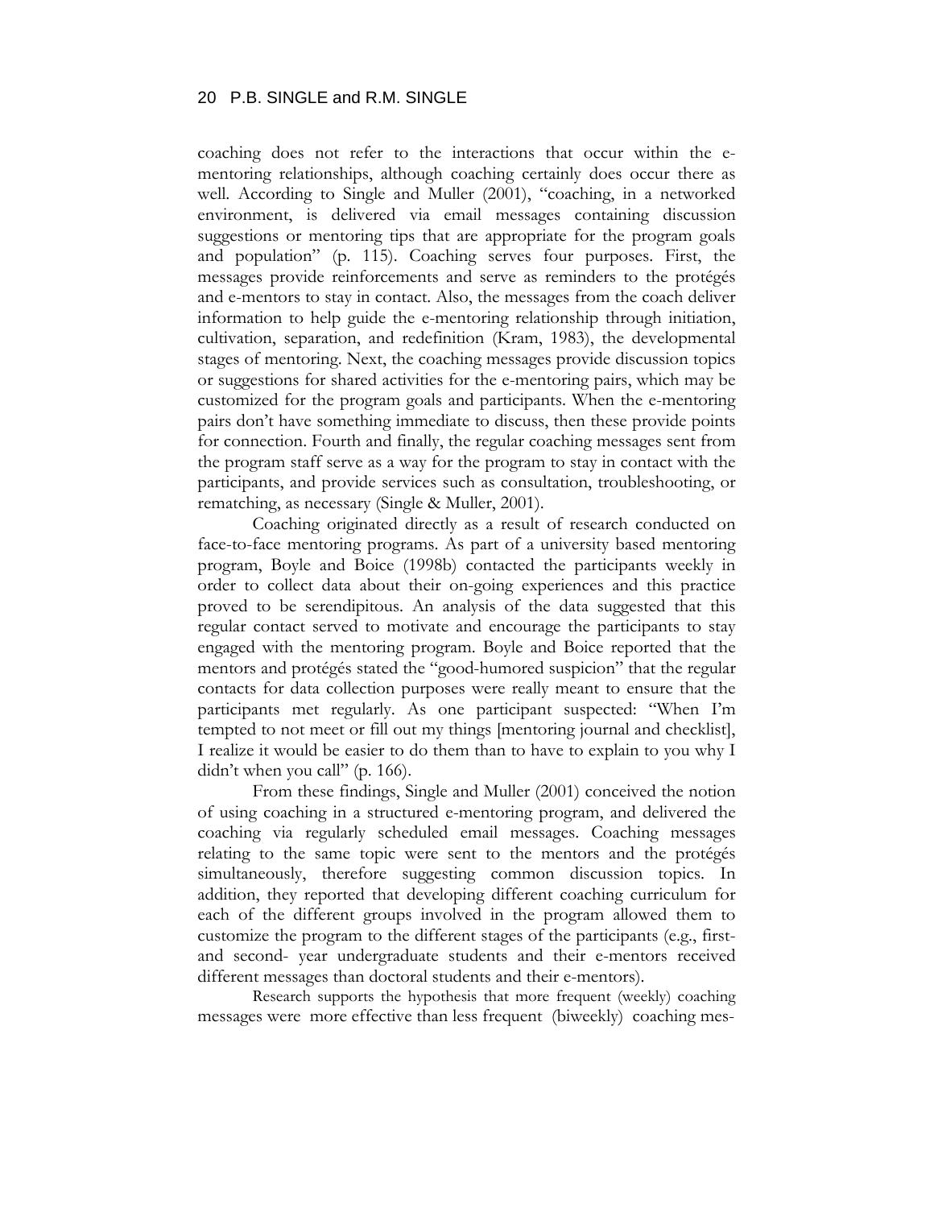coaching does not refer to the interactions that occur within the e-mentoring relationships, although coaching certainly does occur there as well. According to Single and Muller (2001), "coaching, in a networked environment, is delivered via email messages containing discussion suggestions or mentoring tips that are appropriate for the program goals and population" (p. 115). Coaching serves four purposes. First, the messages provide reinforcements and serve as reminders to the protégés and e-mentors to stay in contact. Also, the messages from the coach deliver information to help guide the e-mentoring relationship through initiation, cultivation, separation, and redefinition (Kram, 1983), the developmental stages of mentoring. Next, the coaching messages provide discussion topics or suggestions for shared activities for the e-mentoring pairs, which may be customized for the program goals and participants. When the e-mentoring pairs don't have something immediate to discuss, then these provide points for connection. Fourth and finally, the regular coaching messages sent from the program staff serve as a way for the program to stay in contact with the participants, and provide services such as consultation, troubleshooting, or rematching, as necessary (Single & Muller, 2001).

Coaching originated directly as a result of research conducted on face-to-face mentoring programs. As part of a university based mentoring program, Boyle and Boice (1998b) contacted the participants weekly in order to collect data about their on-going experiences and this practice proved to be serendipitous. An analysis of the data suggested that this regular contact served to motivate and encourage the participants to stay engaged with the mentoring program. Boyle and Boice reported that the mentors and protégés stated the "good-humored suspicion" that the regular contacts for data collection purposes were really meant to ensure that the participants met regularly. As one participant suspected: "When I'm tempted to not meet or fill out my things [mentoring journal and checklist], I realize it would be easier to do them than to have to explain to you why I didn't when you call" (p. 166).

From these findings, Single and Muller (2001) conceived the notion of using coaching in a structured e-mentoring program, and delivered the coaching via regularly scheduled email messages. Coaching messages relating to the same topic were sent to the mentors and the protégés simultaneously, therefore suggesting common discussion topics. In addition, they reported that developing different coaching curriculum for each of the different groups involved in the program allowed them to customize the program to the different stages of the participants (e.g., first- and second- year undergraduate students and their e-mentors received different messages than doctoral students and their e-mentors).

Research supports the hypothesis that more frequent (weekly) coaching messages were more effective than less frequent (biweekly) coaching mes-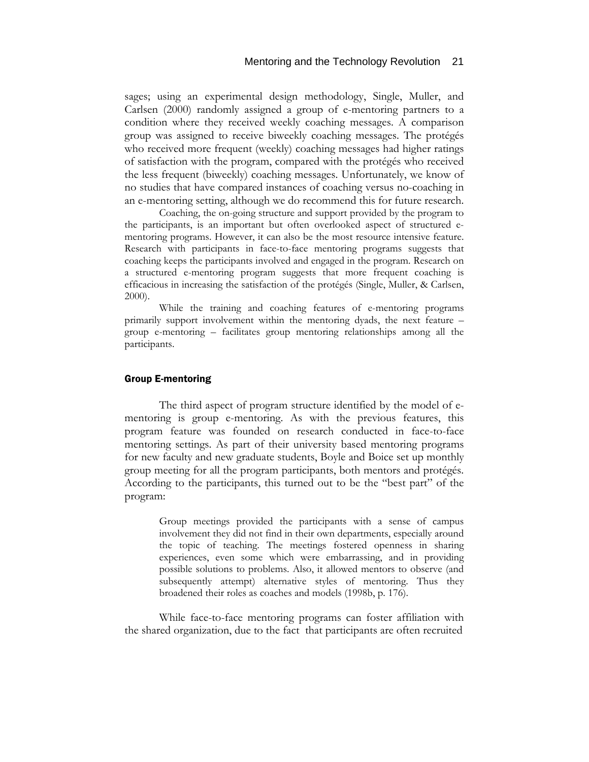sages; using an experimental design methodology, Single, Muller, and Carlsen (2000) randomly assigned a group of e-mentoring partners to a condition where they received weekly coaching messages. A comparison group was assigned to receive biweekly coaching messages. The protégés who received more frequent (weekly) coaching messages had higher ratings of satisfaction with the program, compared with the protégés who received the less frequent (biweekly) coaching messages. Unfortunately, we know of no studies that have compared instances of coaching versus no-coaching in an e-mentoring setting, although we do recommend this for future research.

Coaching, the on-going structure and support provided by the program to the participants, is an important but often overlooked aspect of structured e-mentoring programs. However, it can also be the most resource intensive feature. Research with participants in face-to-face mentoring programs suggests that coaching keeps the participants involved and engaged in the program. Research on a structured e-mentoring program suggests that more frequent coaching is efficacious in increasing the satisfaction of the protégés (Single, Muller, & Carlsen, 2000).

While the training and coaching features of e-mentoring programs primarily support involvement within the mentoring dyads, the next feature – group e-mentoring – facilitates group mentoring relationships among all the participants.

### Group E-mentoring

The third aspect of program structure identified by the model of e-mentoring is group e-mentoring. As with the previous features, this program feature was founded on research conducted in face-to-face mentoring settings. As part of their university based mentoring programs for new faculty and new graduate students, Boyle and Boice set up monthly group meeting for all the program participants, both mentors and protégés. According to the participants, this turned out to be the "best part" of the program:

> Group meetings provided the participants with a sense of campus involvement they did not find in their own departments, especially around the topic of teaching. The meetings fostered openness in sharing experiences, even some which were embarrassing, and in providing possible solutions to problems. Also, it allowed mentors to observe (and subsequently attempt) alternative styles of mentoring. Thus they broadened their roles as coaches and models (1998b, p. 176).

While face-to-face mentoring programs can foster affiliation with the shared organization, due to the fact that participants are often recruited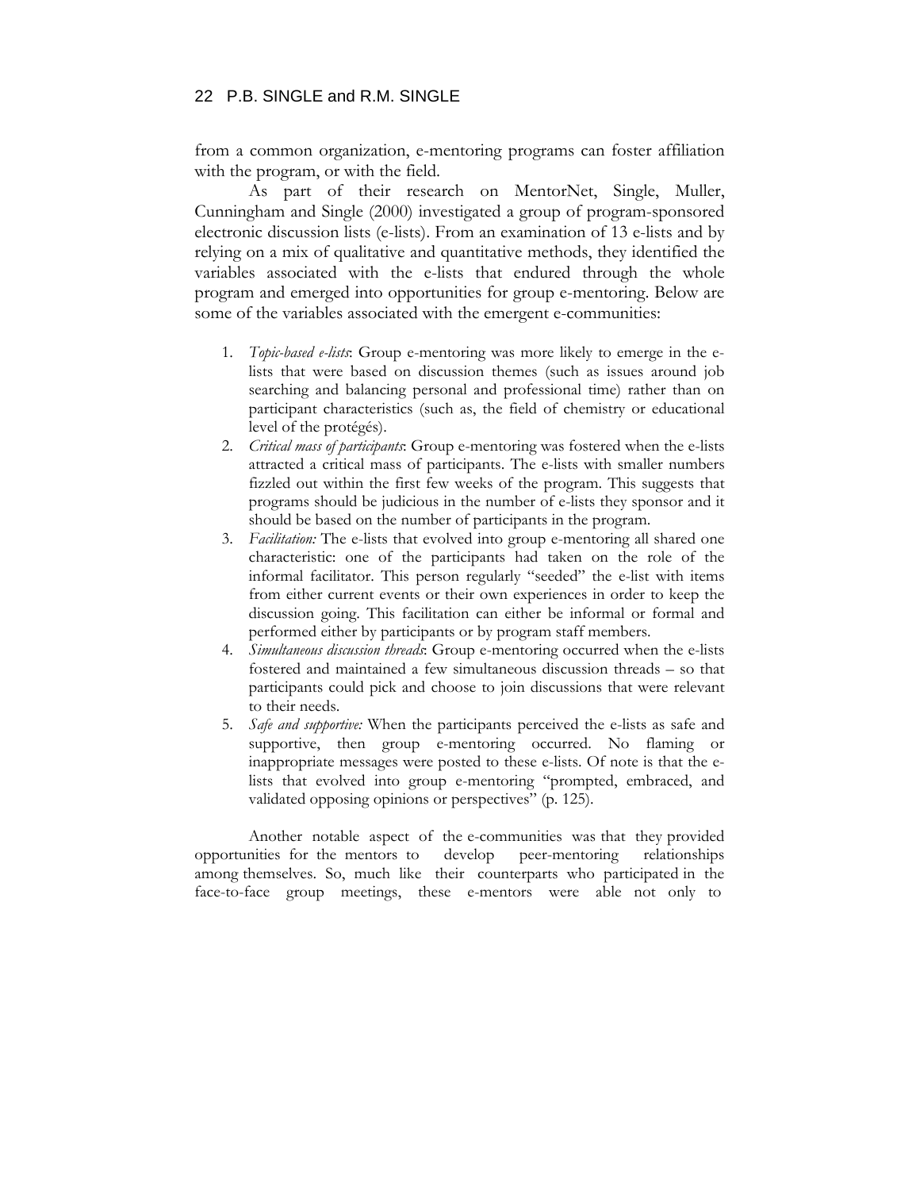from a common organization, e-mentoring programs can foster affiliation with the program, or with the field.

As part of their research on MentorNet, Single, Muller, Cunningham and Single (2000) investigated a group of program-sponsored electronic discussion lists (e-lists). From an examination of 13 e-lists and by relying on a mix of qualitative and quantitative methods, they identified the variables associated with the e-lists that endured through the whole program and emerged into opportunities for group e-mentoring. Below are some of the variables associated with the emergent e-communities:

1. *Topic-based e-lists*: Group e-mentoring was more likely to emerge in the e-lists that were based on discussion themes (such as issues around job searching and balancing personal and professional time) rather than on participant characteristics (such as, the field of chemistry or educational level of the protégés).
2. *Critical mass of participants*: Group e-mentoring was fostered when the e-lists attracted a critical mass of participants. The e-lists with smaller numbers fizzled out within the first few weeks of the program. This suggests that programs should be judicious in the number of e-lists they sponsor and it should be based on the number of participants in the program.
3. *Facilitation:* The e-lists that evolved into group e-mentoring all shared one characteristic: one of the participants had taken on the role of the informal facilitator. This person regularly "seeded" the e-list with items from either current events or their own experiences in order to keep the discussion going. This facilitation can either be informal or formal and performed either by participants or by program staff members.
4. *Simultaneous discussion threads*: Group e-mentoring occurred when the e-lists fostered and maintained a few simultaneous discussion threads – so that participants could pick and choose to join discussions that were relevant to their needs.
5. *Safe and supportive:* When the participants perceived the e-lists as safe and supportive, then group e-mentoring occurred. No flaming or inappropriate messages were posted to these e-lists. Of note is that the e-lists that evolved into group e-mentoring "prompted, embraced, and validated opposing opinions or perspectives" (p. 125).

Another notable aspect of the e-communities was that they provided opportunities for the mentors to develop peer-mentoring relationships among themselves. So, much like their counterparts who participated in the face-to-face group meetings, these e-mentors were able not only to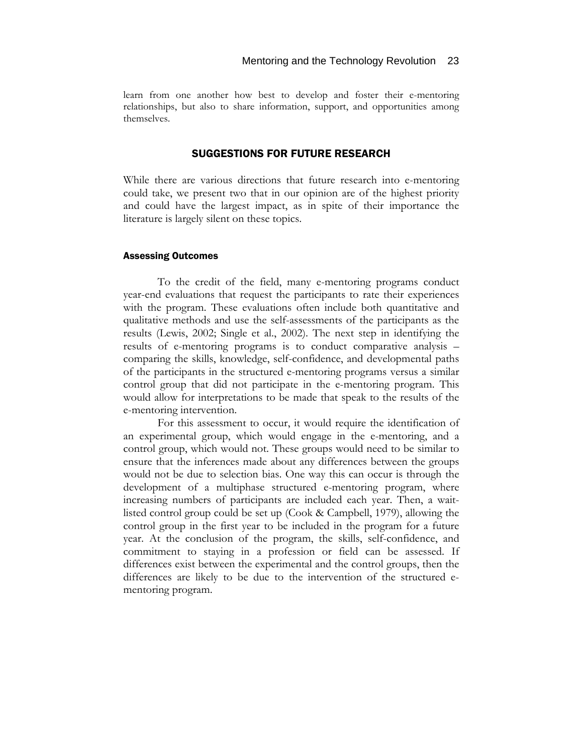learn from one another how best to develop and foster their e-mentoring relationships, but also to share information, support, and opportunities among themselves.

## SUGGESTIONS FOR FUTURE RESEARCH

While there are various directions that future research into e-mentoring could take, we present two that in our opinion are of the highest priority and could have the largest impact, as in spite of their importance the literature is largely silent on these topics.

### Assessing Outcomes

To the credit of the field, many e-mentoring programs conduct year-end evaluations that request the participants to rate their experiences with the program. These evaluations often include both quantitative and qualitative methods and use the self-assessments of the participants as the results (Lewis, 2002; Single et al., 2002). The next step in identifying the results of e-mentoring programs is to conduct comparative analysis – comparing the skills, knowledge, self-confidence, and developmental paths of the participants in the structured e-mentoring programs versus a similar control group that did not participate in the e-mentoring program. This would allow for interpretations to be made that speak to the results of the e-mentoring intervention.

For this assessment to occur, it would require the identification of an experimental group, which would engage in the e-mentoring, and a control group, which would not. These groups would need to be similar to ensure that the inferences made about any differences between the groups would not be due to selection bias. One way this can occur is through the development of a multiphase structured e-mentoring program, where increasing numbers of participants are included each year. Then, a wait-listed control group could be set up (Cook & Campbell, 1979), allowing the control group in the first year to be included in the program for a future year. At the conclusion of the program, the skills, self-confidence, and commitment to staying in a profession or field can be assessed. If differences exist between the experimental and the control groups, then the differences are likely to be due to the intervention of the structured e-mentoring program.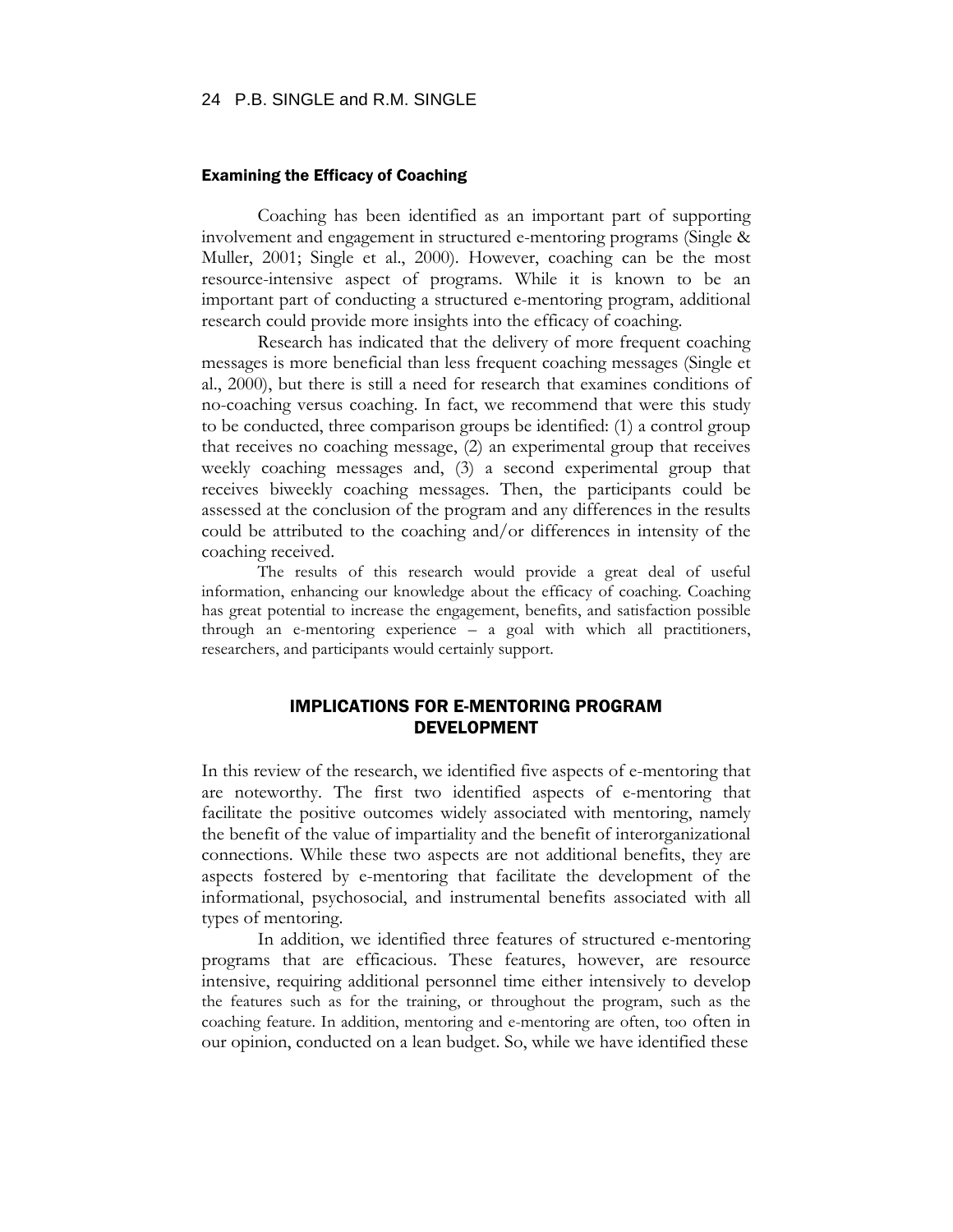### Examining the Efficacy of Coaching

Coaching has been identified as an important part of supporting involvement and engagement in structured e-mentoring programs (Single & Muller, 2001; Single et al., 2000). However, coaching can be the most resource-intensive aspect of programs. While it is known to be an important part of conducting a structured e-mentoring program, additional research could provide more insights into the efficacy of coaching.

Research has indicated that the delivery of more frequent coaching messages is more beneficial than less frequent coaching messages (Single et al., 2000), but there is still a need for research that examines conditions of no-coaching versus coaching. In fact, we recommend that were this study to be conducted, three comparison groups be identified: (1) a control group that receives no coaching message, (2) an experimental group that receives weekly coaching messages and, (3) a second experimental group that receives biweekly coaching messages. Then, the participants could be assessed at the conclusion of the program and any differences in the results could be attributed to the coaching and/or differences in intensity of the coaching received.

The results of this research would provide a great deal of useful information, enhancing our knowledge about the efficacy of coaching. Coaching has great potential to increase the engagement, benefits, and satisfaction possible through an e-mentoring experience – a goal with which all practitioners, researchers, and participants would certainly support.

## IMPLICATIONS FOR E-MENTORING PROGRAM DEVELOPMENT

In this review of the research, we identified five aspects of e-mentoring that are noteworthy. The first two identified aspects of e-mentoring that facilitate the positive outcomes widely associated with mentoring, namely the benefit of the value of impartiality and the benefit of interorganizational connections. While these two aspects are not additional benefits, they are aspects fostered by e-mentoring that facilitate the development of the informational, psychosocial, and instrumental benefits associated with all types of mentoring.

In addition, we identified three features of structured e-mentoring programs that are efficacious. These features, however, are resource intensive, requiring additional personnel time either intensively to develop the features such as for the training, or throughout the program, such as the coaching feature. In addition, mentoring and e-mentoring are often, too often in our opinion, conducted on a lean budget. So, while we have identified these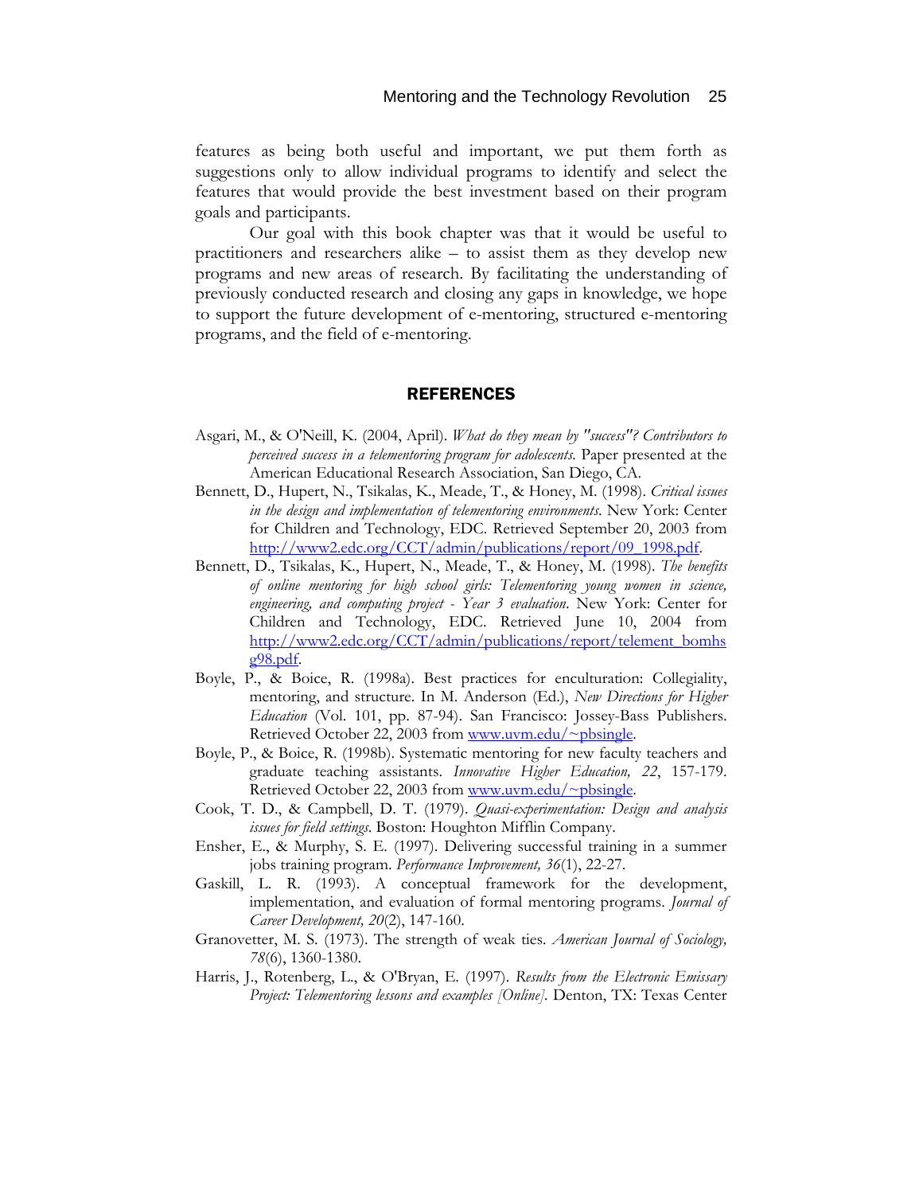features as being both useful and important, we put them forth as suggestions only to allow individual programs to identify and select the features that would provide the best investment based on their program goals and participants.

Our goal with this book chapter was that it would be useful to practitioners and researchers alike – to assist them as they develop new programs and new areas of research. By facilitating the understanding of previously conducted research and closing any gaps in knowledge, we hope to support the future development of e-mentoring, structured e-mentoring programs, and the field of e-mentoring.

## REFERENCES

Asgari, M., & O'Neill, K. (2004, April). *What do they mean by "success"? Contributors to perceived success in a telementoring program for adolescents*. Paper presented at the American Educational Research Association, San Diego, CA.

Bennett, D., Hupert, N., Tsikalas, K., Meade, T., & Honey, M. (1998). *Critical issues in the design and implementation of telementoring environments*. New York: Center for Children and Technology, EDC. Retrieved September 20, 2003 from http://www2.edc.org/CCT/admin/publications/report/09_1998.pdf.

Bennett, D., Tsikalas, K., Hupert, N., Meade, T., & Honey, M. (1998). *The benefits of online mentoring for high school girls: Telementoring young women in science, engineering, and computing project - Year 3 evaluation*. New York: Center for Children and Technology, EDC. Retrieved June 10, 2004 from http://www2.edc.org/CCT/admin/publications/report/telement_bomhsg98.pdf.

Boyle, P., & Boice, R. (1998a). Best practices for enculturation: Collegiality, mentoring, and structure. In M. Anderson (Ed.), *New Directions for Higher Education* (Vol. 101, pp. 87-94). San Francisco: Jossey-Bass Publishers. Retrieved October 22, 2003 from www.uvm.edu/~pbsingle.

Boyle, P., & Boice, R. (1998b). Systematic mentoring for new faculty teachers and graduate teaching assistants. *Innovative Higher Education, 22*, 157-179. Retrieved October 22, 2003 from www.uvm.edu/~pbsingle.

Cook, T. D., & Campbell, D. T. (1979). *Quasi-experimentation: Design and analysis issues for field settings*. Boston: Houghton Mifflin Company.

Ensher, E., & Murphy, S. E. (1997). Delivering successful training in a summer jobs training program. *Performance Improvement, 36*(1), 22-27.

Gaskill, L. R. (1993). A conceptual framework for the development, implementation, and evaluation of formal mentoring programs. *Journal of Career Development, 20*(2), 147-160.

Granovetter, M. S. (1973). The strength of weak ties. *American Journal of Sociology, 78*(6), 1360-1380.

Harris, J., Rotenberg, L., & O'Bryan, E. (1997). *Results from the Electronic Emissary Project: Telementoring lessons and examples [Online]*. Denton, TX: Texas Center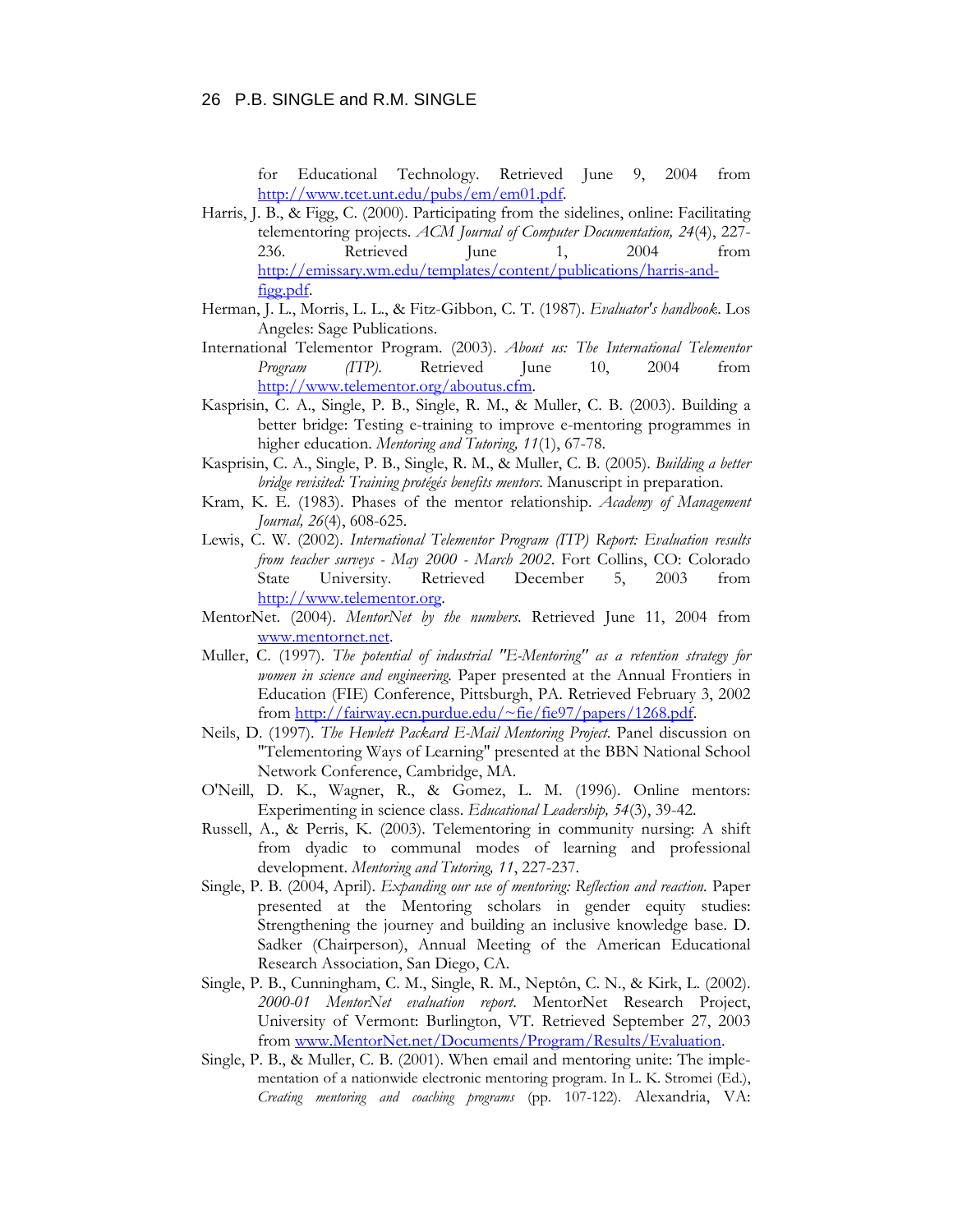for Educational Technology. Retrieved June 9, 2004 from http://www.tcet.unt.edu/pubs/em/em01.pdf.

Harris, J. B., & Figg, C. (2000). Participating from the sidelines, online: Facilitating telementoring projects. *ACM Journal of Computer Documentation, 24*(4), 227-236. Retrieved June 1, 2004 from http://emissary.wm.edu/templates/content/publications/harris-and-figg.pdf.

Herman, J. L., Morris, L. L., & Fitz-Gibbon, C. T. (1987). *Evaluator's handbook*. Los Angeles: Sage Publications.

International Telementor Program. (2003). *About us: The International Telementor Program (ITP).* Retrieved June 10, 2004 from http://www.telementor.org/aboutus.cfm.

Kasprisin, C. A., Single, P. B., Single, R. M., & Muller, C. B. (2003). Building a better bridge: Testing e-training to improve e-mentoring programmes in higher education. *Mentoring and Tutoring, 11*(1), 67-78.

Kasprisin, C. A., Single, P. B., Single, R. M., & Muller, C. B. (2005). *Building a better bridge revisited: Training protégés benefits mentors.* Manuscript in preparation.

Kram, K. E. (1983). Phases of the mentor relationship. *Academy of Management Journal, 26*(4), 608-625.

Lewis, C. W. (2002). *International Telementor Program (ITP) Report: Evaluation results from teacher surveys - May 2000 - March 2002.* Fort Collins, CO: Colorado State University. Retrieved December 5, 2003 from http://www.telementor.org.

MentorNet. (2004). *MentorNet by the numbers.* Retrieved June 11, 2004 from www.mentornet.net.

Muller, C. (1997). *The potential of industrial "E-Mentoring" as a retention strategy for women in science and engineering.* Paper presented at the Annual Frontiers in Education (FIE) Conference, Pittsburgh, PA. Retrieved February 3, 2002 from http://fairway.ecn.purdue.edu/~fie/fie97/papers/1268.pdf.

Neils, D. (1997). *The Hewlett Packard E-Mail Mentoring Project.* Panel discussion on "Telementoring Ways of Learning" presented at the BBN National School Network Conference, Cambridge, MA.

O'Neill, D. K., Wagner, R., & Gomez, L. M. (1996). Online mentors: Experimenting in science class. *Educational Leadership, 54*(3), 39-42.

Russell, A., & Perris, K. (2003). Telementoring in community nursing: A shift from dyadic to communal modes of learning and professional development. *Mentoring and Tutoring, 11*, 227-237.

Single, P. B. (2004, April). *Expanding our use of mentoring: Reflection and reaction.* Paper presented at the Mentoring scholars in gender equity studies: Strengthening the journey and building an inclusive knowledge base. D. Sadker (Chairperson), Annual Meeting of the American Educational Research Association, San Diego, CA.

Single, P. B., Cunningham, C. M., Single, R. M., Neptôn, C. N., & Kirk, L. (2002). *2000-01 MentorNet evaluation report.* MentorNet Research Project, University of Vermont: Burlington, VT. Retrieved September 27, 2003 from www.MentorNet.net/Documents/Program/Results/Evaluation.

Single, P. B., & Muller, C. B. (2001). When email and mentoring unite: The implementation of a nationwide electronic mentoring program. In L. K. Stromei (Ed.), *Creating mentoring and coaching programs* (pp. 107-122). Alexandria, VA: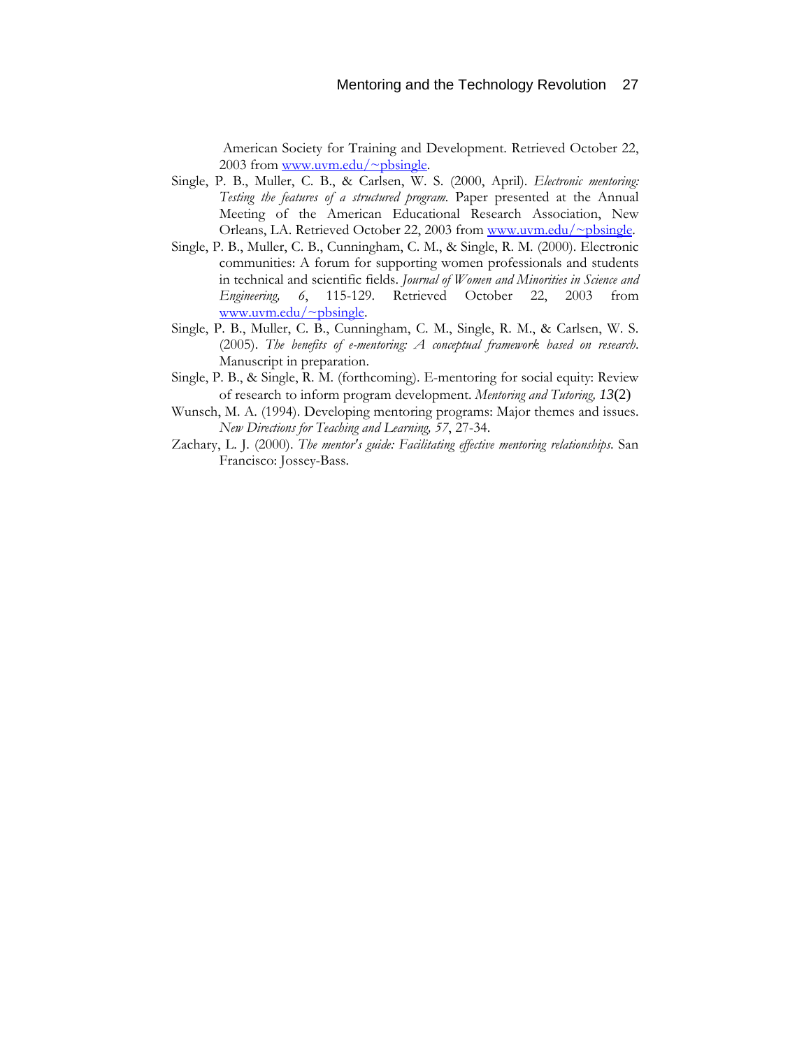American Society for Training and Development. Retrieved October 22, 2003 from www.uvm.edu/~pbsingle.

Single, P. B., Muller, C. B., & Carlsen, W. S. (2000, April). *Electronic mentoring: Testing the features of a structured program.* Paper presented at the Annual Meeting of the American Educational Research Association, New Orleans, LA. Retrieved October 22, 2003 from www.uvm.edu/~pbsingle.

Single, P. B., Muller, C. B., Cunningham, C. M., & Single, R. M. (2000). Electronic communities: A forum for supporting women professionals and students in technical and scientific fields. *Journal of Women and Minorities in Science and Engineering, 6*, 115-129. Retrieved October 22, 2003 from www.uvm.edu/~pbsingle.

Single, P. B., Muller, C. B., Cunningham, C. M., Single, R. M., & Carlsen, W. S. (2005). *The benefits of e-mentoring: A conceptual framework based on research.* Manuscript in preparation.

Single, P. B., & Single, R. M. (forthcoming). E-mentoring for social equity: Review of research to inform program development. *Mentoring and Tutoring, 13*(2)

Wunsch, M. A. (1994). Developing mentoring programs: Major themes and issues. *New Directions for Teaching and Learning, 57*, 27-34.

Zachary, L. J. (2000). *The mentor's guide: Facilitating effective mentoring relationships.* San Francisco: Jossey-Bass.